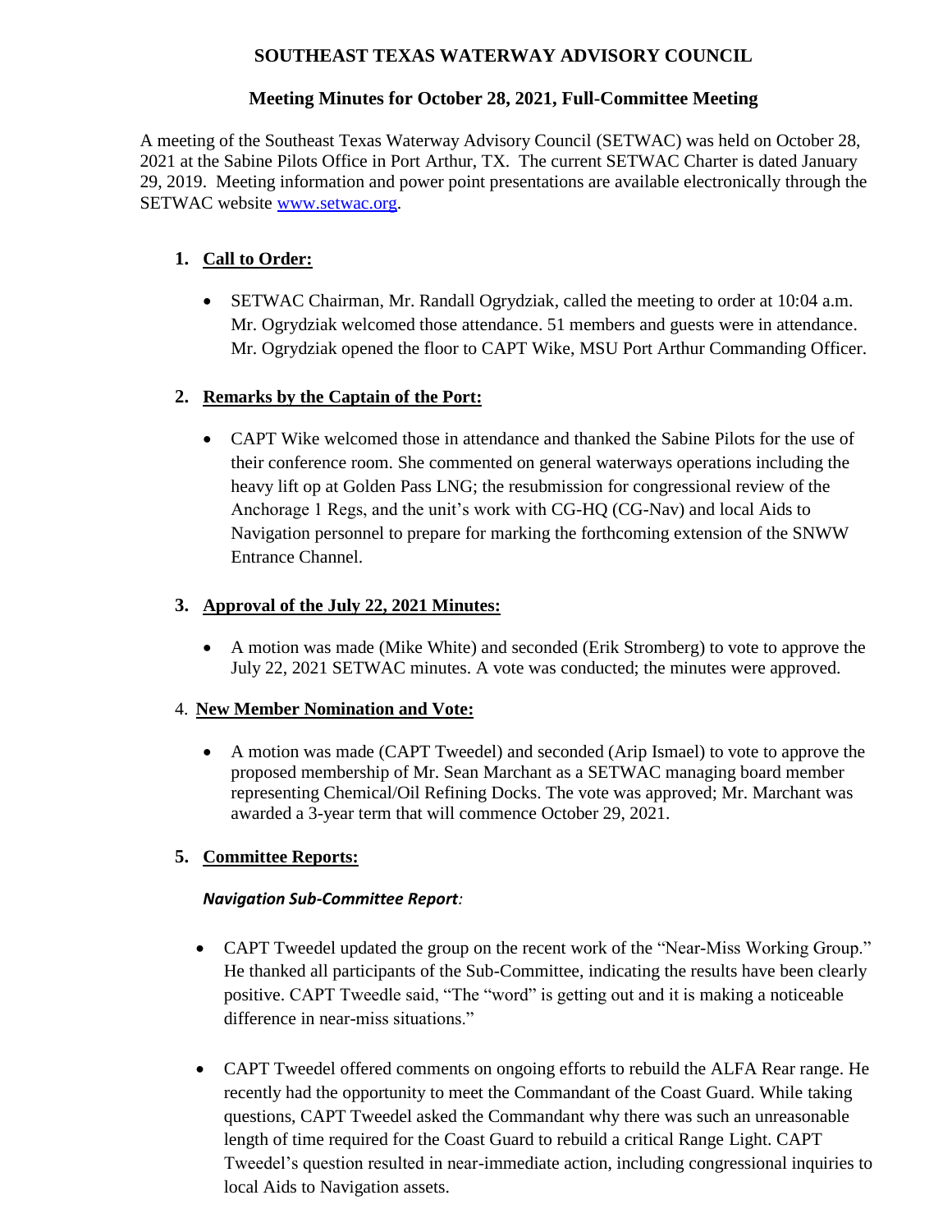# SOUTHEAST TEXAS WATERWAY ADVISORY COUNCIL

## Meeting Minutes for October 28, 2021, Full-Committee Meeting

A meeting of the Southeast Texas Waterway Advisory Council (SETWAC) was held on October 28, 2021 at the Sabine Pilots Office in Port Arthur, TX. The current SETWAC Charter is dated January 29, 2019. Meeting information and power point presentations are available electronically through the SETWAC website [www.setwac.org](www.setwac.org).

1. **Call to Order:**

   - SETWAC Chairman, Mr. Randall Ogrydziak, called the meeting to order at 10:04 a.m. Mr. Ogrydziak welcomed those attendance. 51 members and guests were in attendance. Mr. Ogrydziak opened the floor to CAPT Wike, MSU Port Arthur Commanding Officer.

2. **Remarks by the Captain of the Port:**

   - CAPT Wike welcomed those in attendance and thanked the Sabine Pilots for the use of their conference room. She commented on general waterways operations including the heavy lift op at Golden Pass LNG; the resubmission for congressional review of the Anchorage 1 Regs, and the unit's work with CG-HQ (CG-Nav) and local Aids to Navigation personnel to prepare for marking the forthcoming extension of the SNWW Entrance Channel.

3. **Approval of the July 22, 2021 Minutes:**

   - A motion was made (Mike White) and seconded (Erik Stromberg) to vote to approve the July 22, 2021 SETWAC minutes. A vote was conducted; the minutes were approved.

4. **New Member Nomination and Vote:**

   - A motion was made (CAPT Tweedel) and seconded (Arip Ismael) to vote to approve the proposed membership of Mr. Sean Marchant as a SETWAC managing board member representing Chemical/Oil Refining Docks. The vote was approved; Mr. Marchant was awarded a 3-year term that will commence October 29, 2021.

5. **Committee Reports:**

   ***Navigation Sub-Committee Report:***

   - CAPT Tweedel updated the group on the recent work of the "Near-Miss Working Group." He thanked all participants of the Sub-Committee, indicating the results have been clearly positive. CAPT Tweedle said, "The "word" is getting out and it is making a noticeable difference in near-miss situations."

   - CAPT Tweedel offered comments on ongoing efforts to rebuild the ALFA Rear range. He recently had the opportunity to meet the Commandant of the Coast Guard. While taking questions, CAPT Tweedel asked the Commandant why there was such an unreasonable length of time required for the Coast Guard to rebuild a critical Range Light. CAPT Tweedel's question resulted in near-immediate action, including congressional inquiries to local Aids to Navigation assets.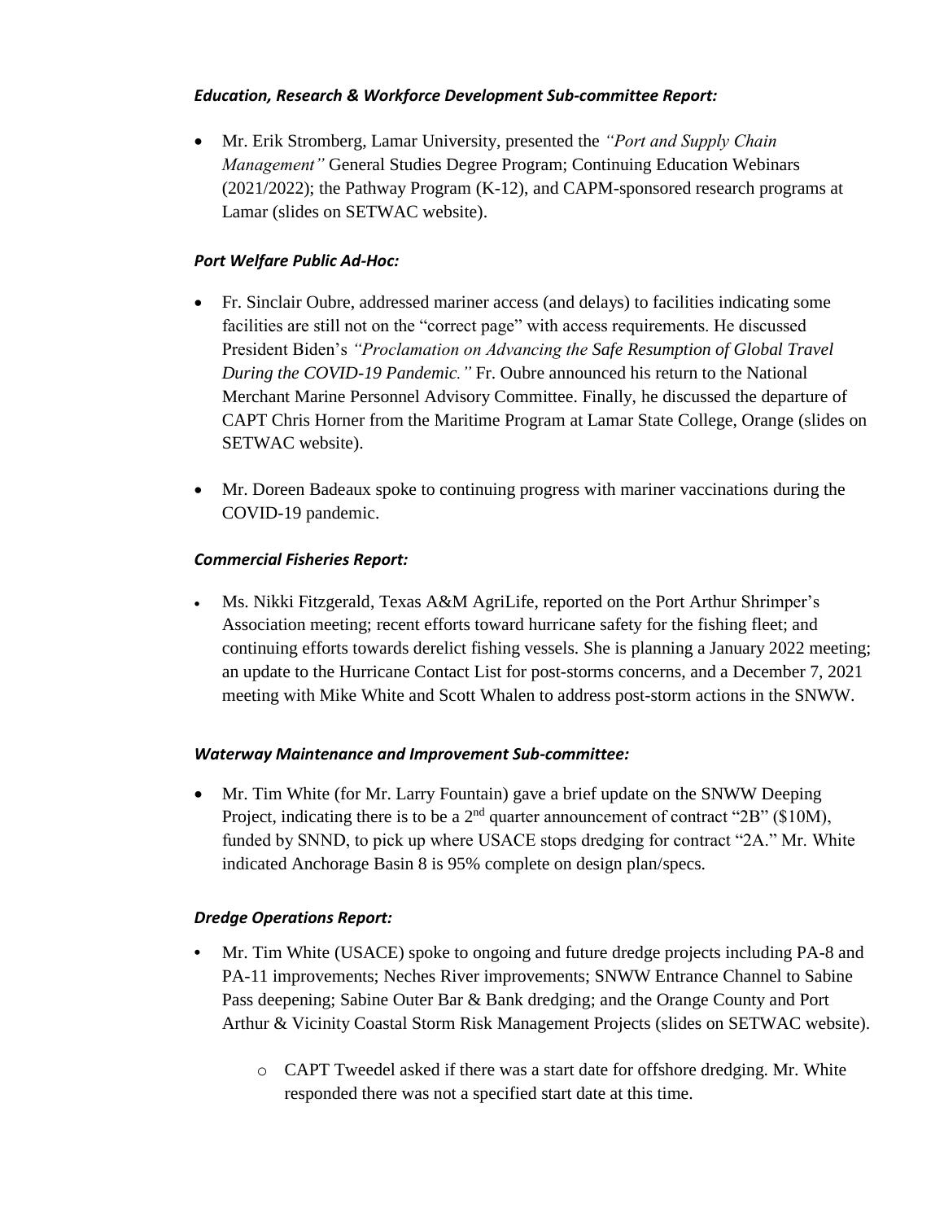***Education, Research & Workforce Development Sub-committee Report:***

- Mr. Erik Stromberg, Lamar University, presented the *"Port and Supply Chain Management"* General Studies Degree Program; Continuing Education Webinars (2021/2022); the Pathway Program (K-12), and CAPM-sponsored research programs at Lamar (slides on SETWAC website).

***Port Welfare Public Ad-Hoc:***

- Fr. Sinclair Oubre, addressed mariner access (and delays) to facilities indicating some facilities are still not on the "correct page" with access requirements. He discussed President Biden's *"Proclamation on Advancing the Safe Resumption of Global Travel During the COVID-19 Pandemic."* Fr. Oubre announced his return to the National Merchant Marine Personnel Advisory Committee. Finally, he discussed the departure of CAPT Chris Horner from the Maritime Program at Lamar State College, Orange (slides on SETWAC website).

- Mr. Doreen Badeaux spoke to continuing progress with mariner vaccinations during the COVID-19 pandemic.

***Commercial Fisheries Report:***

- Ms. Nikki Fitzgerald, Texas A&M AgriLife, reported on the Port Arthur Shrimper's Association meeting; recent efforts toward hurricane safety for the fishing fleet; and continuing efforts towards derelict fishing vessels. She is planning a January 2022 meeting; an update to the Hurricane Contact List for post-storms concerns, and a December 7, 2021 meeting with Mike White and Scott Whalen to address post-storm actions in the SNWW.

***Waterway Maintenance and Improvement Sub-committee:***

- Mr. Tim White (for Mr. Larry Fountain) gave a brief update on the SNWW Deeping Project, indicating there is to be a 2nd quarter announcement of contract "2B" ($10M), funded by SNND, to pick up where USACE stops dredging for contract "2A." Mr. White indicated Anchorage Basin 8 is 95% complete on design plan/specs.

***Dredge Operations Report:***

- Mr. Tim White (USACE) spoke to ongoing and future dredge projects including PA-8 and PA-11 improvements; Neches River improvements; SNWW Entrance Channel to Sabine Pass deepening; Sabine Outer Bar & Bank dredging; and the Orange County and Port Arthur & Vicinity Coastal Storm Risk Management Projects (slides on SETWAC website).
  - CAPT Tweedel asked if there was a start date for offshore dredging. Mr. White responded there was not a specified start date at this time.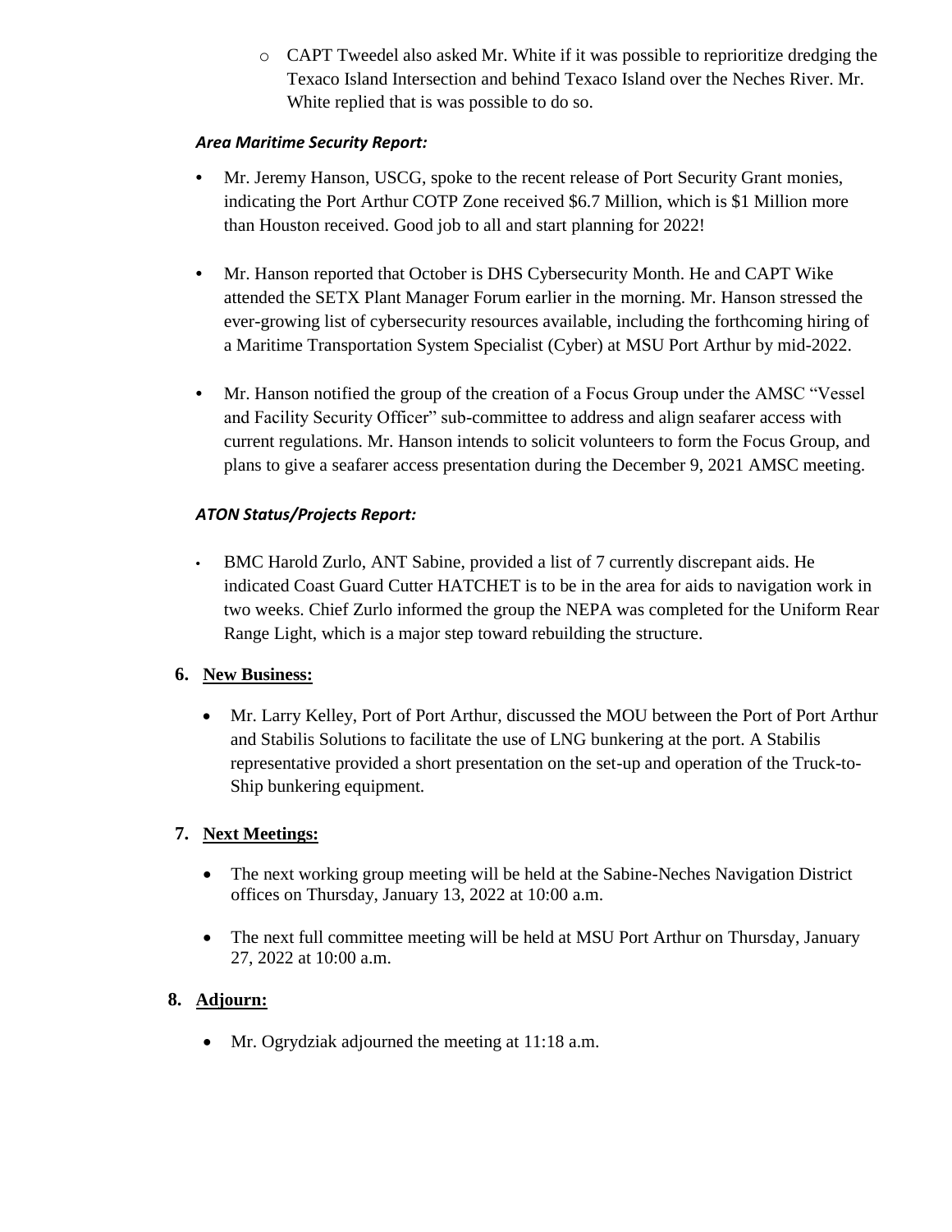- CAPT Tweedel also asked Mr. White if it was possible to reprioritize dredging the Texaco Island Intersection and behind Texaco Island over the Neches River. Mr. White replied that is was possible to do so.

***Area Maritime Security Report:***

- Mr. Jeremy Hanson, USCG, spoke to the recent release of Port Security Grant monies, indicating the Port Arthur COTP Zone received $6.7 Million, which is $1 Million more than Houston received. Good job to all and start planning for 2022!

- Mr. Hanson reported that October is DHS Cybersecurity Month. He and CAPT Wike attended the SETX Plant Manager Forum earlier in the morning. Mr. Hanson stressed the ever-growing list of cybersecurity resources available, including the forthcoming hiring of a Maritime Transportation System Specialist (Cyber) at MSU Port Arthur by mid-2022.

- Mr. Hanson notified the group of the creation of a Focus Group under the AMSC "Vessel and Facility Security Officer" sub-committee to address and align seafarer access with current regulations. Mr. Hanson intends to solicit volunteers to form the Focus Group, and plans to give a seafarer access presentation during the December 9, 2021 AMSC meeting.

***ATON Status/Projects Report:***

- BMC Harold Zurlo, ANT Sabine, provided a list of 7 currently discrepant aids. He indicated Coast Guard Cutter HATCHET is to be in the area for aids to navigation work in two weeks. Chief Zurlo informed the group the NEPA was completed for the Uniform Rear Range Light, which is a major step toward rebuilding the structure.

**6. New Business:**

- Mr. Larry Kelley, Port of Port Arthur, discussed the MOU between the Port of Port Arthur and Stabilis Solutions to facilitate the use of LNG bunkering at the port. A Stabilis representative provided a short presentation on the set-up and operation of the Truck-to-Ship bunkering equipment.

**7. Next Meetings:**

- The next working group meeting will be held at the Sabine-Neches Navigation District offices on Thursday, January 13, 2022 at 10:00 a.m.

- The next full committee meeting will be held at MSU Port Arthur on Thursday, January 27, 2022 at 10:00 a.m.

**8. Adjourn:**

- Mr. Ogrydziak adjourned the meeting at 11:18 a.m.